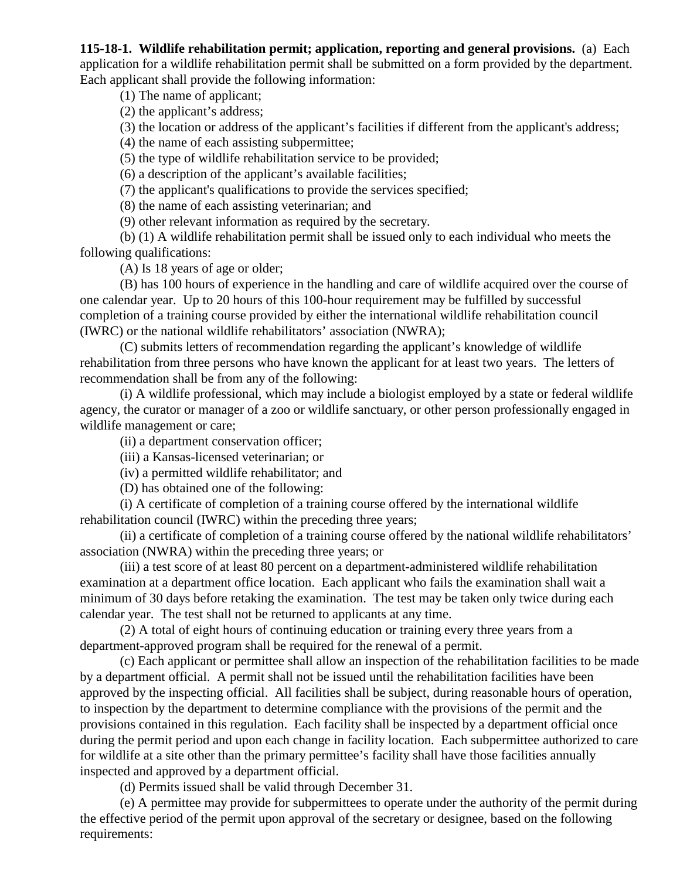**115-18-1. Wildlife rehabilitation permit; application, reporting and general provisions.** (a) Each application for a wildlife rehabilitation permit shall be submitted on a form provided by the department. Each applicant shall provide the following information:

(1) The name of applicant;

(2) the applicant's address;

(3) the location or address of the applicant's facilities if different from the applicant's address;

(4) the name of each assisting subpermittee;

(5) the type of wildlife rehabilitation service to be provided;

(6) a description of the applicant's available facilities;

(7) the applicant's qualifications to provide the services specified;

(8) the name of each assisting veterinarian; and

(9) other relevant information as required by the secretary.

(b) (1) A wildlife rehabilitation permit shall be issued only to each individual who meets the following qualifications:

(A) Is 18 years of age or older;

(B) has 100 hours of experience in the handling and care of wildlife acquired over the course of one calendar year. Up to 20 hours of this 100-hour requirement may be fulfilled by successful completion of a training course provided by either the international wildlife rehabilitation council (IWRC) or the national wildlife rehabilitators' association (NWRA);

(C) submits letters of recommendation regarding the applicant's knowledge of wildlife rehabilitation from three persons who have known the applicant for at least two years. The letters of recommendation shall be from any of the following:

(i) A wildlife professional, which may include a biologist employed by a state or federal wildlife agency, the curator or manager of a zoo or wildlife sanctuary, or other person professionally engaged in wildlife management or care;

(ii) a department conservation officer;

(iii) a Kansas-licensed veterinarian; or

(iv) a permitted wildlife rehabilitator; and

(D) has obtained one of the following:

(i) A certificate of completion of a training course offered by the international wildlife rehabilitation council (IWRC) within the preceding three years;

(ii) a certificate of completion of a training course offered by the national wildlife rehabilitators' association (NWRA) within the preceding three years; or

(iii) a test score of at least 80 percent on a department-administered wildlife rehabilitation examination at a department office location. Each applicant who fails the examination shall wait a minimum of 30 days before retaking the examination. The test may be taken only twice during each calendar year. The test shall not be returned to applicants at any time.

(2) A total of eight hours of continuing education or training every three years from a department-approved program shall be required for the renewal of a permit.

(c) Each applicant or permittee shall allow an inspection of the rehabilitation facilities to be made by a department official. A permit shall not be issued until the rehabilitation facilities have been approved by the inspecting official. All facilities shall be subject, during reasonable hours of operation, to inspection by the department to determine compliance with the provisions of the permit and the provisions contained in this regulation. Each facility shall be inspected by a department official once during the permit period and upon each change in facility location. Each subpermittee authorized to care for wildlife at a site other than the primary permittee's facility shall have those facilities annually inspected and approved by a department official.

(d) Permits issued shall be valid through December 31.

(e) A permittee may provide for subpermittees to operate under the authority of the permit during the effective period of the permit upon approval of the secretary or designee, based on the following requirements: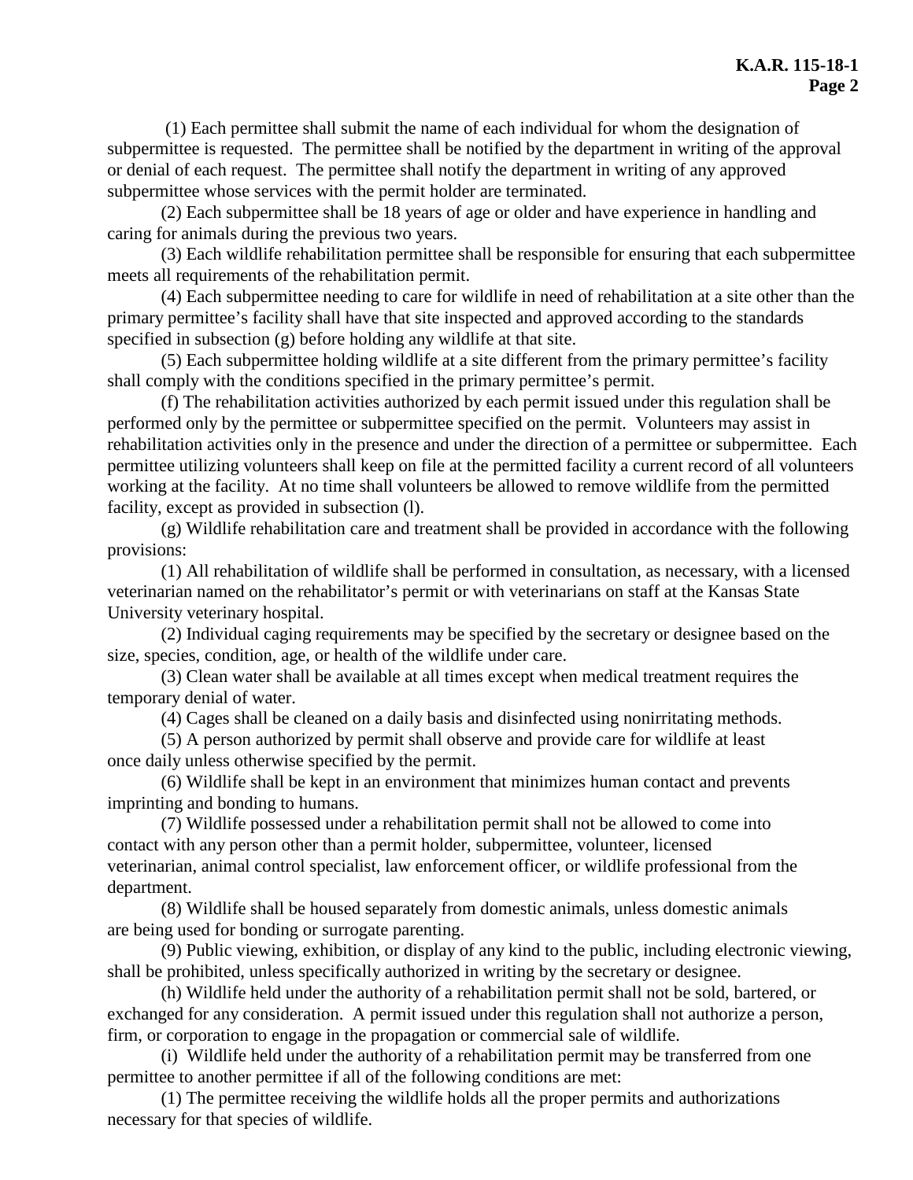(1) Each permittee shall submit the name of each individual for whom the designation of subpermittee is requested. The permittee shall be notified by the department in writing of the approval or denial of each request. The permittee shall notify the department in writing of any approved subpermittee whose services with the permit holder are terminated.

(2) Each subpermittee shall be 18 years of age or older and have experience in handling and caring for animals during the previous two years.

(3) Each wildlife rehabilitation permittee shall be responsible for ensuring that each subpermittee meets all requirements of the rehabilitation permit.

(4) Each subpermittee needing to care for wildlife in need of rehabilitation at a site other than the primary permittee's facility shall have that site inspected and approved according to the standards specified in subsection (g) before holding any wildlife at that site.

(5) Each subpermittee holding wildlife at a site different from the primary permittee's facility shall comply with the conditions specified in the primary permittee's permit.

(f) The rehabilitation activities authorized by each permit issued under this regulation shall be performed only by the permittee or subpermittee specified on the permit. Volunteers may assist in rehabilitation activities only in the presence and under the direction of a permittee or subpermittee. Each permittee utilizing volunteers shall keep on file at the permitted facility a current record of all volunteers working at the facility. At no time shall volunteers be allowed to remove wildlife from the permitted facility, except as provided in subsection (l).

(g) Wildlife rehabilitation care and treatment shall be provided in accordance with the following provisions:

(1) All rehabilitation of wildlife shall be performed in consultation, as necessary, with a licensed veterinarian named on the rehabilitator's permit or with veterinarians on staff at the Kansas State University veterinary hospital.

(2) Individual caging requirements may be specified by the secretary or designee based on the size, species, condition, age, or health of the wildlife under care.

(3) Clean water shall be available at all times except when medical treatment requires the temporary denial of water.

(4) Cages shall be cleaned on a daily basis and disinfected using nonirritating methods.

(5) A person authorized by permit shall observe and provide care for wildlife at least once daily unless otherwise specified by the permit.

(6) Wildlife shall be kept in an environment that minimizes human contact and prevents imprinting and bonding to humans.

(7) Wildlife possessed under a rehabilitation permit shall not be allowed to come into contact with any person other than a permit holder, subpermittee, volunteer, licensed veterinarian, animal control specialist, law enforcement officer, or wildlife professional from the department.

(8) Wildlife shall be housed separately from domestic animals, unless domestic animals are being used for bonding or surrogate parenting.

(9) Public viewing, exhibition, or display of any kind to the public, including electronic viewing, shall be prohibited, unless specifically authorized in writing by the secretary or designee.

(h) Wildlife held under the authority of a rehabilitation permit shall not be sold, bartered, or exchanged for any consideration. A permit issued under this regulation shall not authorize a person, firm, or corporation to engage in the propagation or commercial sale of wildlife.

(i) Wildlife held under the authority of a rehabilitation permit may be transferred from one permittee to another permittee if all of the following conditions are met:

(1) The permittee receiving the wildlife holds all the proper permits and authorizations necessary for that species of wildlife.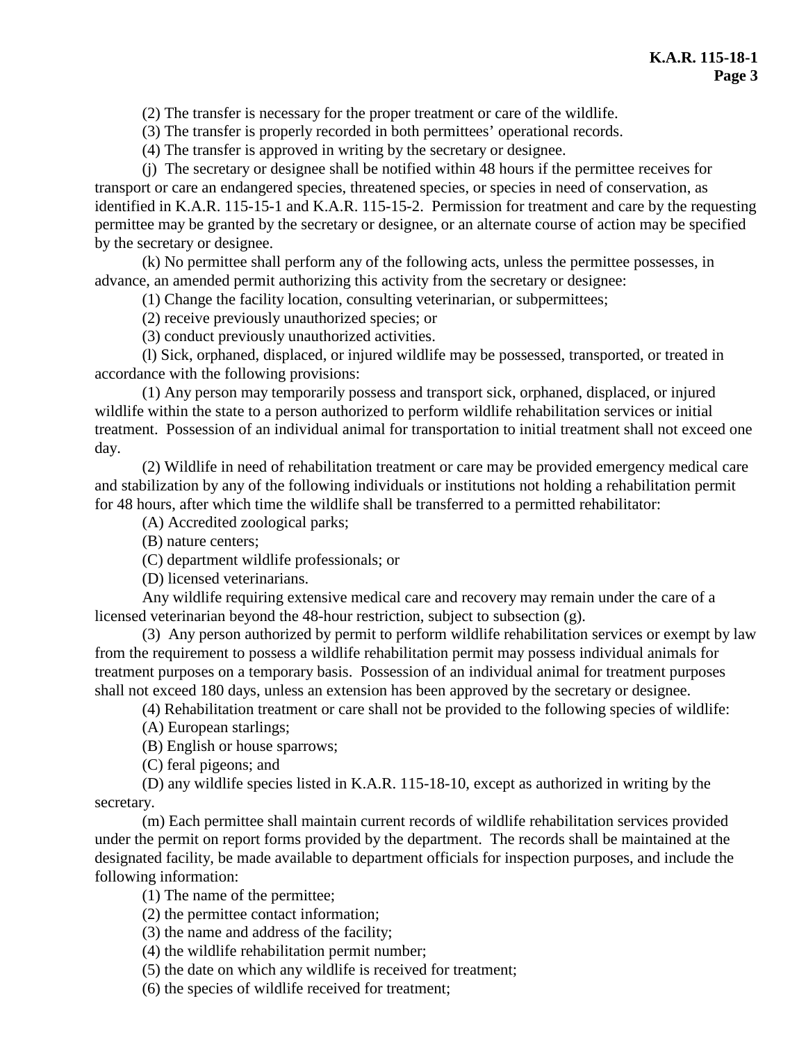(2) The transfer is necessary for the proper treatment or care of the wildlife.

(3) The transfer is properly recorded in both permittees' operational records.

(4) The transfer is approved in writing by the secretary or designee.

(j) The secretary or designee shall be notified within 48 hours if the permittee receives for transport or care an endangered species, threatened species, or species in need of conservation, as identified in K.A.R. 115-15-1 and K.A.R. 115-15-2. Permission for treatment and care by the requesting permittee may be granted by the secretary or designee, or an alternate course of action may be specified by the secretary or designee.

(k) No permittee shall perform any of the following acts, unless the permittee possesses, in advance, an amended permit authorizing this activity from the secretary or designee:

(1) Change the facility location, consulting veterinarian, or subpermittees;

(2) receive previously unauthorized species; or

(3) conduct previously unauthorized activities.

(l) Sick, orphaned, displaced, or injured wildlife may be possessed, transported, or treated in accordance with the following provisions:

(1) Any person may temporarily possess and transport sick, orphaned, displaced, or injured wildlife within the state to a person authorized to perform wildlife rehabilitation services or initial treatment. Possession of an individual animal for transportation to initial treatment shall not exceed one day.

(2) Wildlife in need of rehabilitation treatment or care may be provided emergency medical care and stabilization by any of the following individuals or institutions not holding a rehabilitation permit for 48 hours, after which time the wildlife shall be transferred to a permitted rehabilitator:

(A) Accredited zoological parks;

(B) nature centers;

(C) department wildlife professionals; or

(D) licensed veterinarians.

Any wildlife requiring extensive medical care and recovery may remain under the care of a licensed veterinarian beyond the 48-hour restriction, subject to subsection (g).

(3) Any person authorized by permit to perform wildlife rehabilitation services or exempt by law from the requirement to possess a wildlife rehabilitation permit may possess individual animals for treatment purposes on a temporary basis. Possession of an individual animal for treatment purposes shall not exceed 180 days, unless an extension has been approved by the secretary or designee.

(4) Rehabilitation treatment or care shall not be provided to the following species of wildlife:

(A) European starlings;

(B) English or house sparrows;

(C) feral pigeons; and

(D) any wildlife species listed in K.A.R. 115-18-10, except as authorized in writing by the secretary.

(m) Each permittee shall maintain current records of wildlife rehabilitation services provided under the permit on report forms provided by the department. The records shall be maintained at the designated facility, be made available to department officials for inspection purposes, and include the following information:

(1) The name of the permittee;

(2) the permittee contact information;

(3) the name and address of the facility;

(4) the wildlife rehabilitation permit number;

(5) the date on which any wildlife is received for treatment;

(6) the species of wildlife received for treatment;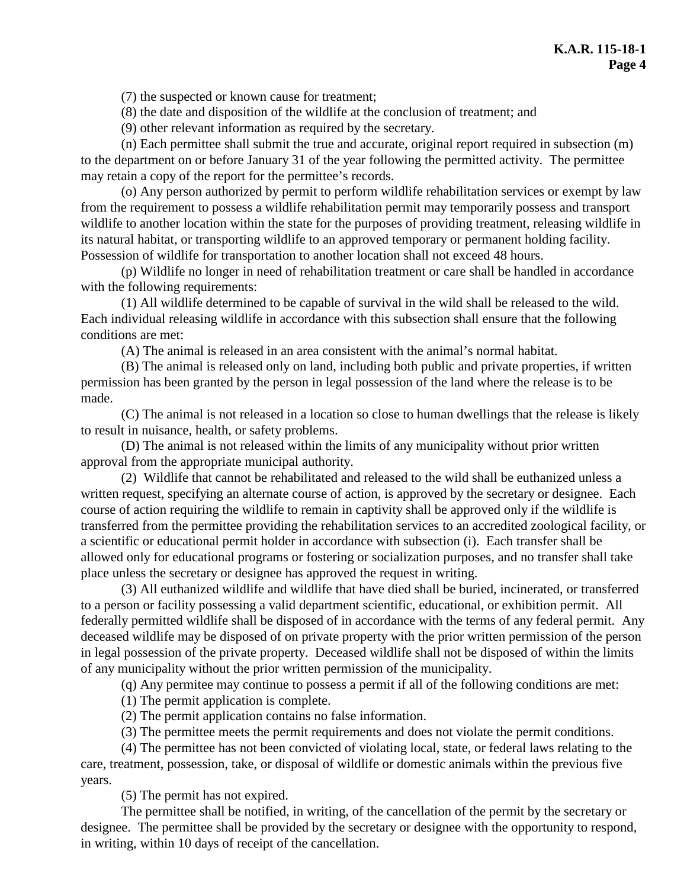(7) the suspected or known cause for treatment;

(8) the date and disposition of the wildlife at the conclusion of treatment; and

(9) other relevant information as required by the secretary.

(n) Each permittee shall submit the true and accurate, original report required in subsection (m) to the department on or before January 31 of the year following the permitted activity. The permittee may retain a copy of the report for the permittee's records.

(o) Any person authorized by permit to perform wildlife rehabilitation services or exempt by law from the requirement to possess a wildlife rehabilitation permit may temporarily possess and transport wildlife to another location within the state for the purposes of providing treatment, releasing wildlife in its natural habitat, or transporting wildlife to an approved temporary or permanent holding facility. Possession of wildlife for transportation to another location shall not exceed 48 hours.

(p) Wildlife no longer in need of rehabilitation treatment or care shall be handled in accordance with the following requirements:

(1) All wildlife determined to be capable of survival in the wild shall be released to the wild. Each individual releasing wildlife in accordance with this subsection shall ensure that the following conditions are met:

(A) The animal is released in an area consistent with the animal's normal habitat.

(B) The animal is released only on land, including both public and private properties, if written permission has been granted by the person in legal possession of the land where the release is to be made.

(C) The animal is not released in a location so close to human dwellings that the release is likely to result in nuisance, health, or safety problems.

(D) The animal is not released within the limits of any municipality without prior written approval from the appropriate municipal authority.

(2) Wildlife that cannot be rehabilitated and released to the wild shall be euthanized unless a written request, specifying an alternate course of action, is approved by the secretary or designee. Each course of action requiring the wildlife to remain in captivity shall be approved only if the wildlife is transferred from the permittee providing the rehabilitation services to an accredited zoological facility, or a scientific or educational permit holder in accordance with subsection (i). Each transfer shall be allowed only for educational programs or fostering or socialization purposes, and no transfer shall take place unless the secretary or designee has approved the request in writing.

(3) All euthanized wildlife and wildlife that have died shall be buried, incinerated, or transferred to a person or facility possessing a valid department scientific, educational, or exhibition permit. All federally permitted wildlife shall be disposed of in accordance with the terms of any federal permit. Any deceased wildlife may be disposed of on private property with the prior written permission of the person in legal possession of the private property. Deceased wildlife shall not be disposed of within the limits of any municipality without the prior written permission of the municipality.

(q) Any permitee may continue to possess a permit if all of the following conditions are met:

(1) The permit application is complete.

(2) The permit application contains no false information.

(3) The permittee meets the permit requirements and does not violate the permit conditions.

(4) The permittee has not been convicted of violating local, state, or federal laws relating to the care, treatment, possession, take, or disposal of wildlife or domestic animals within the previous five years.

(5) The permit has not expired.

The permittee shall be notified, in writing, of the cancellation of the permit by the secretary or designee. The permittee shall be provided by the secretary or designee with the opportunity to respond, in writing, within 10 days of receipt of the cancellation.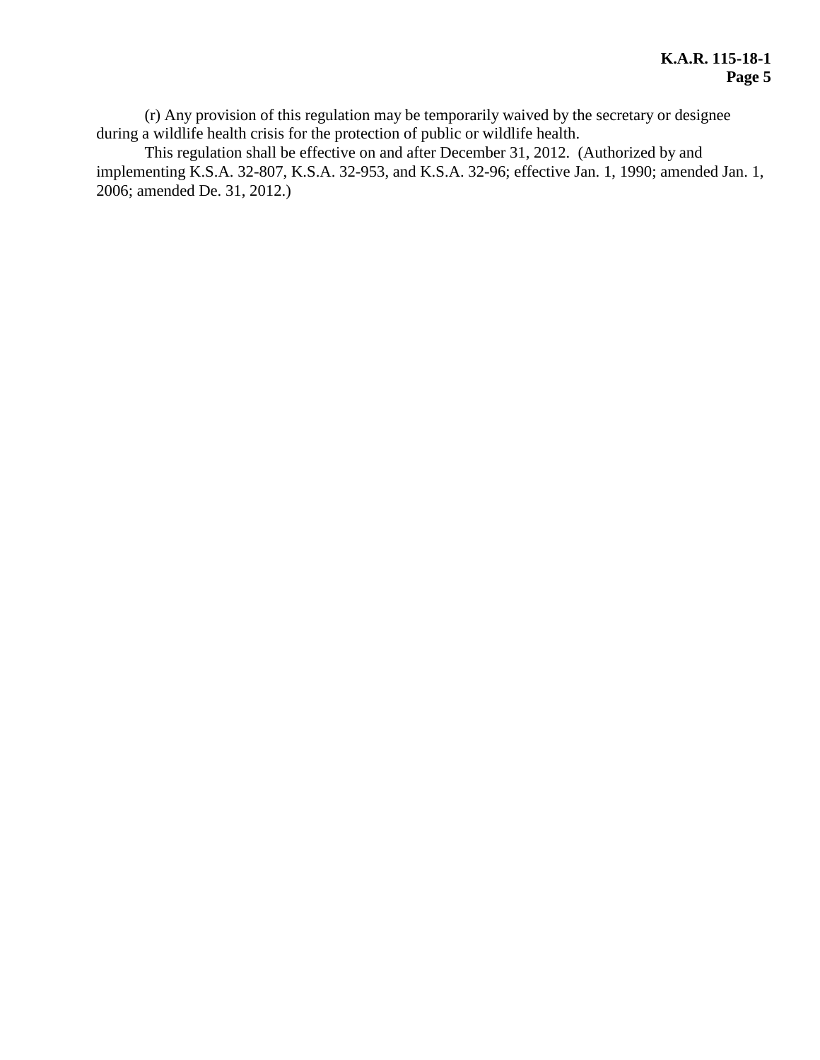(r) Any provision of this regulation may be temporarily waived by the secretary or designee during a wildlife health crisis for the protection of public or wildlife health.

This regulation shall be effective on and after December 31, 2012. (Authorized by and implementing K.S.A. 32-807, K.S.A. 32-953, and K.S.A. 32-96; effective Jan. 1, 1990; amended Jan. 1, 2006; amended De. 31, 2012.)